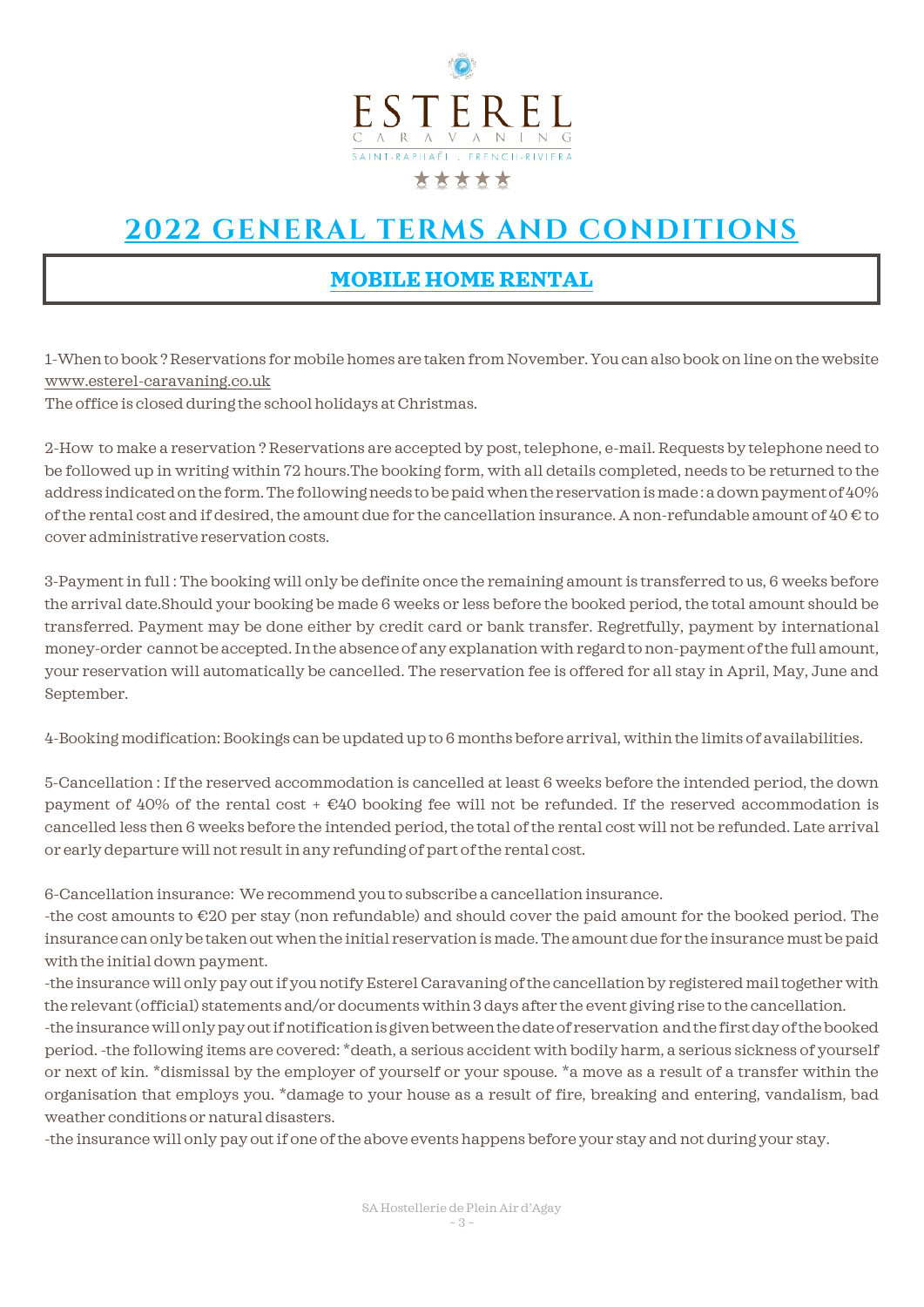ESTEREL
CARAVANING
SAINT-RAPHAËL . FRENCH-RIVIERA
★★★★★

# 2022 GENERAL TERMS AND CONDITIONS

## MOBILE HOME RENTAL

1-When to book ? Reservations for mobile homes are taken from November. You can also book on line on the website www.esterel-caravaning.co.uk
The office is closed during the school holidays at Christmas.

2-How to make a reservation ? Reservations are accepted by post, telephone, e-mail. Requests by telephone need to be followed up in writing within 72 hours.The booking form, with all details completed, needs to be returned to the address indicated on the form. The following needs to be paid when the reservation is made : a down payment of 40% of the rental cost and if desired, the amount due for the cancellation insurance. A non-refundable amount of 40 € to cover administrative reservation costs.

3-Payment in full : The booking will only be definite once the remaining amount is transferred to us, 6 weeks before the arrival date.Should your booking be made 6 weeks or less before the booked period, the total amount should be transferred. Payment may be done either by credit card or bank transfer. Regretfully, payment by international money-order cannot be accepted. In the absence of any explanation with regard to non-payment of the full amount, your reservation will automatically be cancelled. The reservation fee is offered for all stay in April, May, June and September.

4-Booking modification: Bookings can be updated up to 6 months before arrival, within the limits of availabilities.

5-Cancellation : If the reserved accommodation is cancelled at least 6 weeks before the intended period, the down payment of 40% of the rental cost + €40 booking fee will not be refunded. If the reserved accommodation is cancelled less then 6 weeks before the intended period, the total of the rental cost will not be refunded. Late arrival or early departure will not result in any refunding of part of the rental cost.

6-Cancellation insurance: We recommend you to subscribe a cancellation insurance.
-the cost amounts to €20 per stay (non refundable) and should cover the paid amount for the booked period. The insurance can only be taken out when the initial reservation is made. The amount due for the insurance must be paid with the initial down payment.
-the insurance will only pay out if you notify Esterel Caravaning of the cancellation by registered mail together with the relevant (official) statements and/or documents within 3 days after the event giving rise to the cancellation.
-the insurance will only pay out if notification is given between the date of reservation and the first day of the booked period. -the following items are covered: *death, a serious accident with bodily harm, a serious sickness of yourself or next of kin. *dismissal by the employer of yourself or your spouse. *a move as a result of a transfer within the organisation that employs you. *damage to your house as a result of fire, breaking and entering, vandalism, bad weather conditions or natural disasters.
-the insurance will only pay out if one of the above events happens before your stay and not during your stay.

SA Hostellerie de Plein Air d'Agay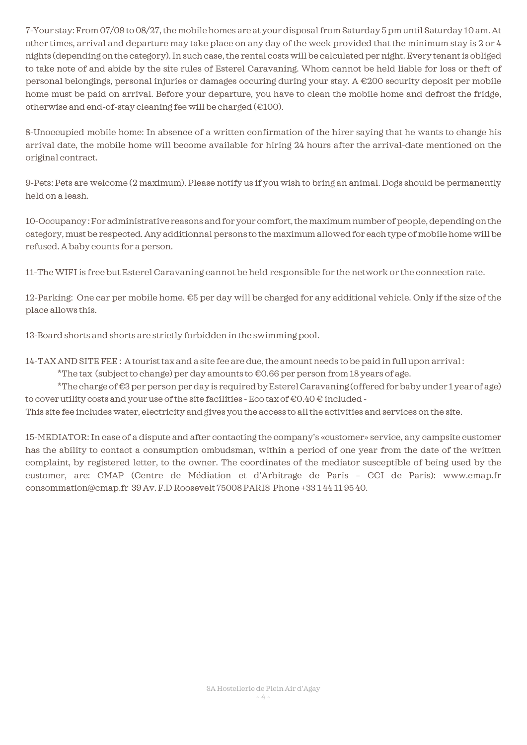7-Your stay: From 07/09 to 08/27, the mobile homes are at your disposal from Saturday 5 pm until Saturday 10 am. At other times, arrival and departure may take place on any day of the week provided that the minimum stay is 2 or 4 nights (depending on the category). In such case, the rental costs will be calculated per night. Every tenant is obliged to take note of and abide by the site rules of Esterel Caravaning. Whom cannot be held liable for loss or theft of personal belongings, personal injuries or damages occuring during your stay. A €200 security deposit per mobile home must be paid on arrival. Before your departure, you have to clean the mobile home and defrost the fridge, otherwise and end-of-stay cleaning fee will be charged (€100).

8-Unoccupied mobile home: In absence of a written confirmation of the hirer saying that he wants to change his arrival date, the mobile home will become available for hiring 24 hours after the arrival-date mentioned on the original contract.

9-Pets: Pets are welcome (2 maximum). Please notify us if you wish to bring an animal. Dogs should be permanently held on a leash.

10-Occupancy : For administrative reasons and for your comfort, the maximum number of people, depending on the category, must be respected. Any additionnal persons to the maximum allowed for each type of mobile home will be refused. A baby counts for a person.

11-The WIFI is free but Esterel Caravaning cannot be held responsible for the network or the connection rate.

12-Parking: One car per mobile home. €5 per day will be charged for any additional vehicle. Only if the size of the place allows this.

13-Board shorts and shorts are strictly forbidden in the swimming pool.

14-TAX AND SITE FEE : A tourist tax and a site fee are due, the amount needs to be paid in full upon arrival :

*The tax (subject to change) per day amounts to €0.66 per person from 18 years of age.

*The charge of €3 per person per day is required by Esterel Caravaning (offered for baby under 1 year of age) to cover utility costs and your use of the site facilities - Eco tax of €0.40 € included -

This site fee includes water, electricity and gives you the access to all the activities and services on the site.

15-MEDIATOR: In case of a dispute and after contacting the company's «customer» service, any campsite customer has the ability to contact a consumption ombudsman, within a period of one year from the date of the written complaint, by registered letter, to the owner. The coordinates of the mediator susceptible of being used by the customer, are: CMAP (Centre de Médiation et d'Arbitrage de Paris – CCI de Paris): www.cmap.fr consommation@cmap.fr 39 Av. F.D Roosevelt 75008 PARIS Phone +33 1 44 11 95 40.